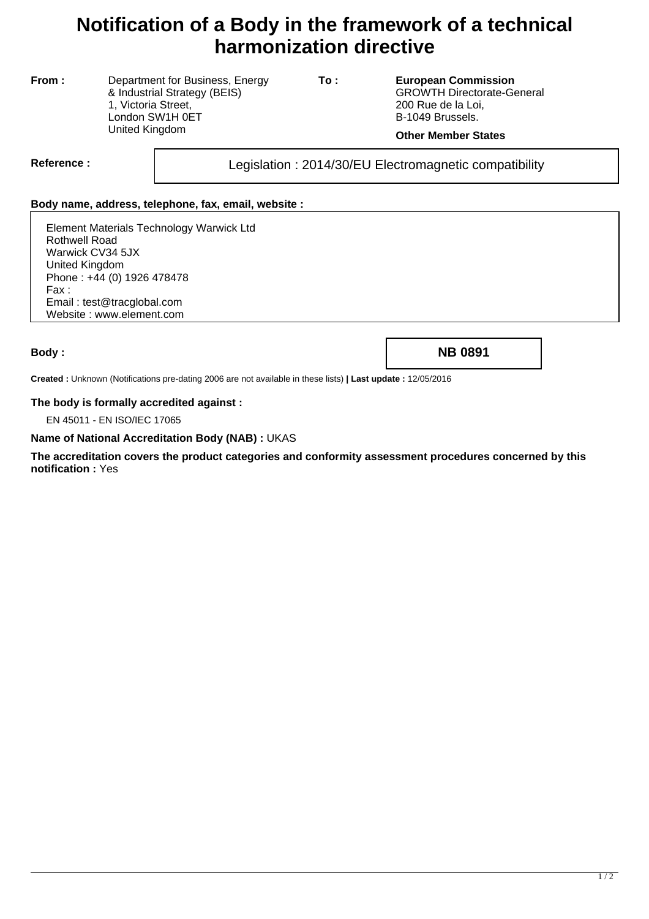# Notification of a Body in the framework of a technical harmonization directive

**From :** Department for Business, Energy & Industrial Strategy (BEIS)
1, Victoria Street,
London SW1H 0ET
United Kingdom

**To :** **European Commission**
GROWTH Directorate-General
200 Rue de la Loi,
B-1049 Brussels.

**Other Member States**

**Reference :** Legislation : 2014/30/EU Electromagnetic compatibility

**Body name, address, telephone, fax, email, website :**

Element Materials Technology Warwick Ltd
Rothwell Road
Warwick CV34 5JX
United Kingdom
Phone : +44 (0) 1926 478478
Fax :
Email : test@tracglobal.com
Website : www.element.com

**Body :** **NB 0891**

**Created :** Unknown (Notifications pre-dating 2006 are not available in these lists) **| Last update :** 12/05/2016

**The body is formally accredited against :**

EN 45011 - EN ISO/IEC 17065

**Name of National Accreditation Body (NAB) :** UKAS

**The accreditation covers the product categories and conformity assessment procedures concerned by this notification :** Yes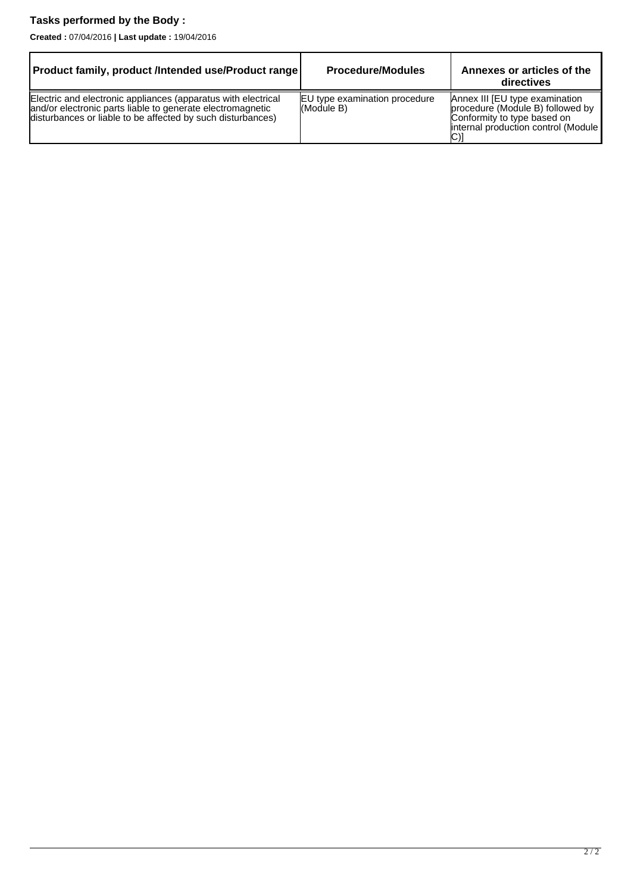**Tasks performed by the Body :**

**Created :** 07/04/2016 **| Last update :** 19/04/2016

| Product family, product /Intended use/Product range | Procedure/Modules | Annexes or articles of the directives |
| --- | --- | --- |
| Electric and electronic appliances (apparatus with electrical and/or electronic parts liable to generate electromagnetic disturbances or liable to be affected by such disturbances) | EU type examination procedure (Module B) | Annex III [EU type examination procedure (Module B) followed by Conformity to type based on internal production control (Module C)] |